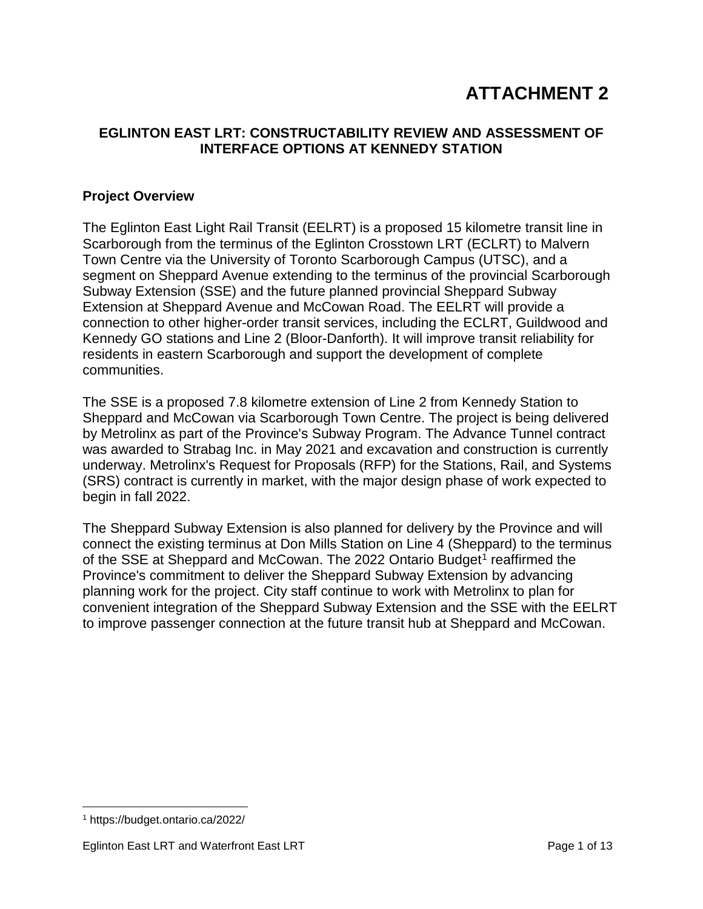# ATTACHMENT 2

## EGLINTON EAST LRT: CONSTRUCTABILITY REVIEW AND ASSESSMENT OF INTERFACE OPTIONS AT KENNEDY STATION

### Project Overview

The Eglinton East Light Rail Transit (EELRT) is a proposed 15 kilometre transit line in Scarborough from the terminus of the Eglinton Crosstown LRT (ECLRT) to Malvern Town Centre via the University of Toronto Scarborough Campus (UTSC), and a segment on Sheppard Avenue extending to the terminus of the provincial Scarborough Subway Extension (SSE) and the future planned provincial Sheppard Subway Extension at Sheppard Avenue and McCowan Road. The EELRT will provide a connection to other higher-order transit services, including the ECLRT, Guildwood and Kennedy GO stations and Line 2 (Bloor-Danforth). It will improve transit reliability for residents in eastern Scarborough and support the development of complete communities.

The SSE is a proposed 7.8 kilometre extension of Line 2 from Kennedy Station to Sheppard and McCowan via Scarborough Town Centre. The project is being delivered by Metrolinx as part of the Province's Subway Program. The Advance Tunnel contract was awarded to Strabag Inc. in May 2021 and excavation and construction is currently underway. Metrolinx's Request for Proposals (RFP) for the Stations, Rail, and Systems (SRS) contract is currently in market, with the major design phase of work expected to begin in fall 2022.

The Sheppard Subway Extension is also planned for delivery by the Province and will connect the existing terminus at Don Mills Station on Line 4 (Sheppard) to the terminus of the SSE at Sheppard and McCowan. The 2022 Ontario Budget[1] reaffirmed the Province's commitment to deliver the Sheppard Subway Extension by advancing planning work for the project. City staff continue to work with Metrolinx to plan for convenient integration of the Sheppard Subway Extension and the SSE with the EELRT to improve passenger connection at the future transit hub at Sheppard and McCowan.

[1] https://budget.ontario.ca/2022/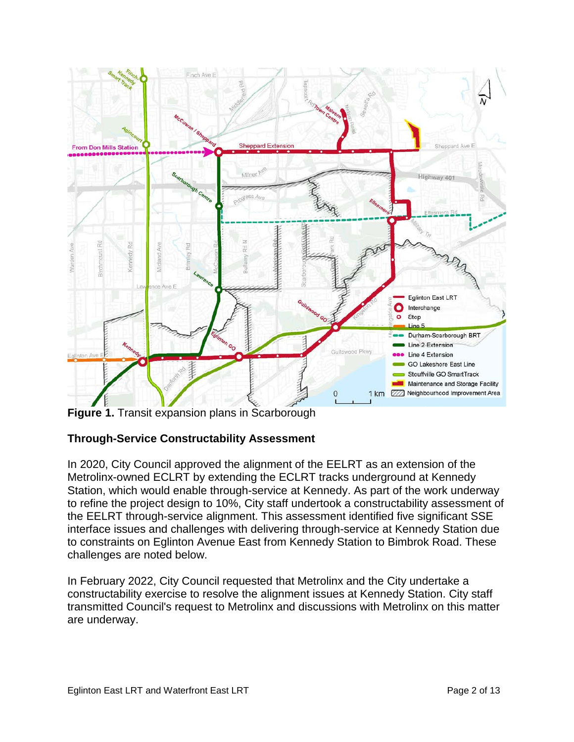**Figure 1.** Transit expansion plans in Scarborough

### Through-Service Constructability Assessment

In 2020, City Council approved the alignment of the EELRT as an extension of the Metrolinx-owned ECLRT by extending the ECLRT tracks underground at Kennedy Station, which would enable through-service at Kennedy. As part of the work underway to refine the project design to 10%, City staff undertook a constructability assessment of the EELRT through-service alignment. This assessment identified five significant SSE interface issues and challenges with delivering through-service at Kennedy Station due to constraints on Eglinton Avenue East from Kennedy Station to Bimbrok Road. These challenges are noted below.

In February 2022, City Council requested that Metrolinx and the City undertake a constructability exercise to resolve the alignment issues at Kennedy Station. City staff transmitted Council's request to Metrolinx and discussions with Metrolinx on this matter are underway.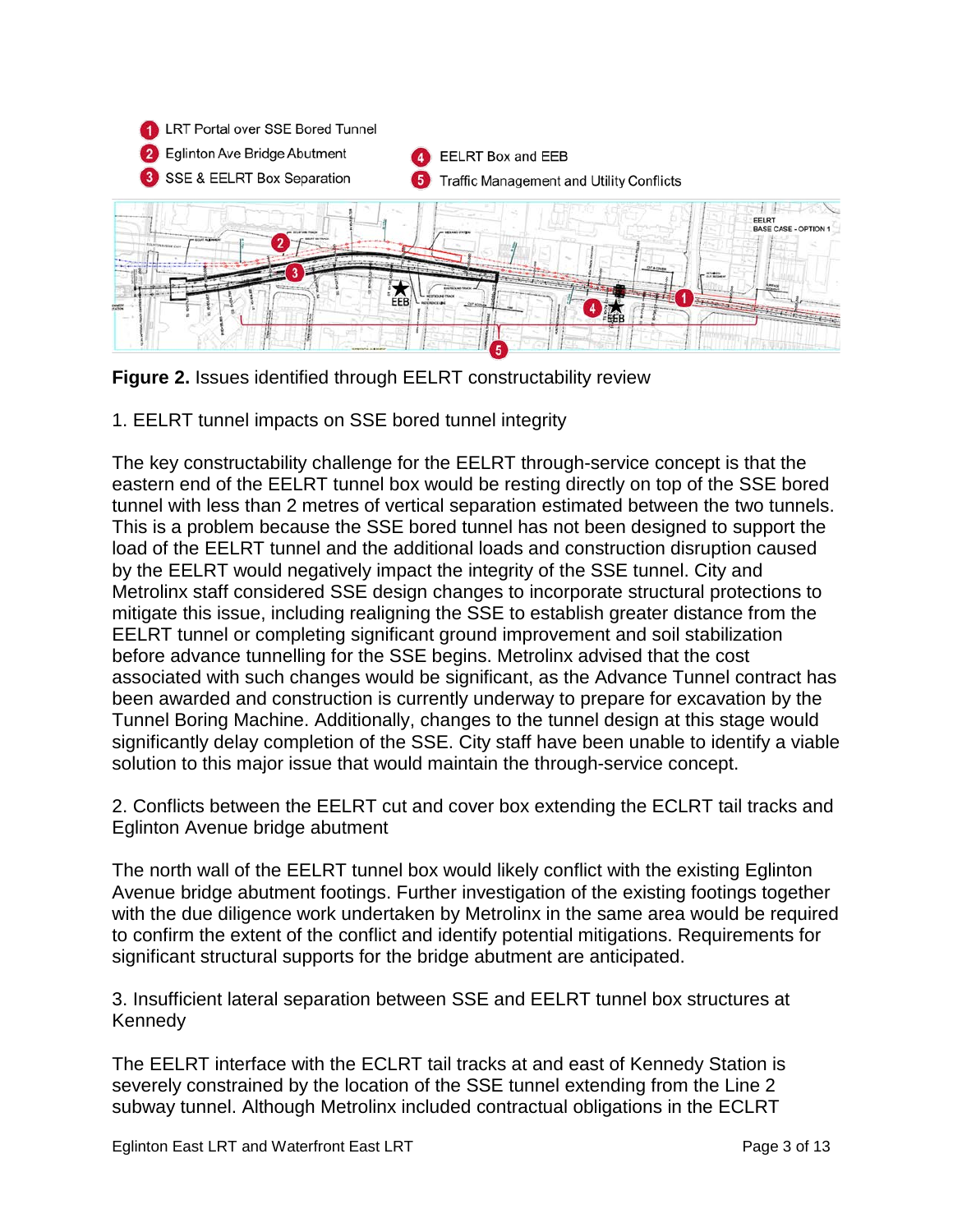1. LRT Portal over SSE Bored Tunnel
2. Eglinton Ave Bridge Abutment
3. SSE & EELRT Box Separation
4. EELRT Box and EEB
5. Traffic Management and Utility Conflicts

**Figure 2.** Issues identified through EELRT constructability review

1. EELRT tunnel impacts on SSE bored tunnel integrity

The key constructability challenge for the EELRT through-service concept is that the eastern end of the EELRT tunnel box would be resting directly on top of the SSE bored tunnel with less than 2 metres of vertical separation estimated between the two tunnels. This is a problem because the SSE bored tunnel has not been designed to support the load of the EELRT tunnel and the additional loads and construction disruption caused by the EELRT would negatively impact the integrity of the SSE tunnel. City and Metrolinx staff considered SSE design changes to incorporate structural protections to mitigate this issue, including realigning the SSE to establish greater distance from the EELRT tunnel or completing significant ground improvement and soil stabilization before advance tunnelling for the SSE begins. Metrolinx advised that the cost associated with such changes would be significant, as the Advance Tunnel contract has been awarded and construction is currently underway to prepare for excavation by the Tunnel Boring Machine. Additionally, changes to the tunnel design at this stage would significantly delay completion of the SSE. City staff have been unable to identify a viable solution to this major issue that would maintain the through-service concept.

2. Conflicts between the EELRT cut and cover box extending the ECLRT tail tracks and Eglinton Avenue bridge abutment

The north wall of the EELRT tunnel box would likely conflict with the existing Eglinton Avenue bridge abutment footings. Further investigation of the existing footings together with the due diligence work undertaken by Metrolinx in the same area would be required to confirm the extent of the conflict and identify potential mitigations. Requirements for significant structural supports for the bridge abutment are anticipated.

3. Insufficient lateral separation between SSE and EELRT tunnel box structures at Kennedy

The EELRT interface with the ECLRT tail tracks at and east of Kennedy Station is severely constrained by the location of the SSE tunnel extending from the Line 2 subway tunnel. Although Metrolinx included contractual obligations in the ECLRT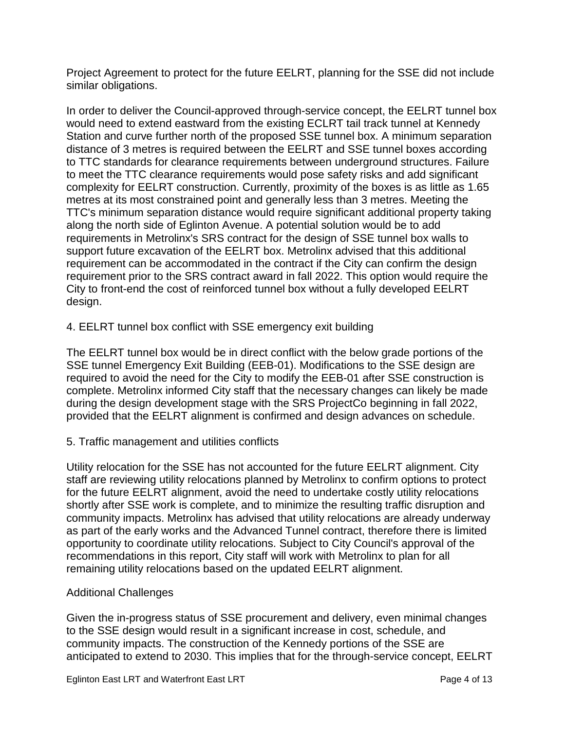Project Agreement to protect for the future EELRT, planning for the SSE did not include similar obligations.

In order to deliver the Council-approved through-service concept, the EELRT tunnel box would need to extend eastward from the existing ECLRT tail track tunnel at Kennedy Station and curve further north of the proposed SSE tunnel box. A minimum separation distance of 3 metres is required between the EELRT and SSE tunnel boxes according to TTC standards for clearance requirements between underground structures. Failure to meet the TTC clearance requirements would pose safety risks and add significant complexity for EELRT construction. Currently, proximity of the boxes is as little as 1.65 metres at its most constrained point and generally less than 3 metres. Meeting the TTC's minimum separation distance would require significant additional property taking along the north side of Eglinton Avenue. A potential solution would be to add requirements in Metrolinx's SRS contract for the design of SSE tunnel box walls to support future excavation of the EELRT box. Metrolinx advised that this additional requirement can be accommodated in the contract if the City can confirm the design requirement prior to the SRS contract award in fall 2022. This option would require the City to front-end the cost of reinforced tunnel box without a fully developed EELRT design.

4. EELRT tunnel box conflict with SSE emergency exit building

The EELRT tunnel box would be in direct conflict with the below grade portions of the SSE tunnel Emergency Exit Building (EEB-01). Modifications to the SSE design are required to avoid the need for the City to modify the EEB-01 after SSE construction is complete. Metrolinx informed City staff that the necessary changes can likely be made during the design development stage with the SRS ProjectCo beginning in fall 2022, provided that the EELRT alignment is confirmed and design advances on schedule.

5. Traffic management and utilities conflicts

Utility relocation for the SSE has not accounted for the future EELRT alignment. City staff are reviewing utility relocations planned by Metrolinx to confirm options to protect for the future EELRT alignment, avoid the need to undertake costly utility relocations shortly after SSE work is complete, and to minimize the resulting traffic disruption and community impacts. Metrolinx has advised that utility relocations are already underway as part of the early works and the Advanced Tunnel contract, therefore there is limited opportunity to coordinate utility relocations. Subject to City Council's approval of the recommendations in this report, City staff will work with Metrolinx to plan for all remaining utility relocations based on the updated EELRT alignment.

Additional Challenges

Given the in-progress status of SSE procurement and delivery, even minimal changes to the SSE design would result in a significant increase in cost, schedule, and community impacts. The construction of the Kennedy portions of the SSE are anticipated to extend to 2030. This implies that for the through-service concept, EELRT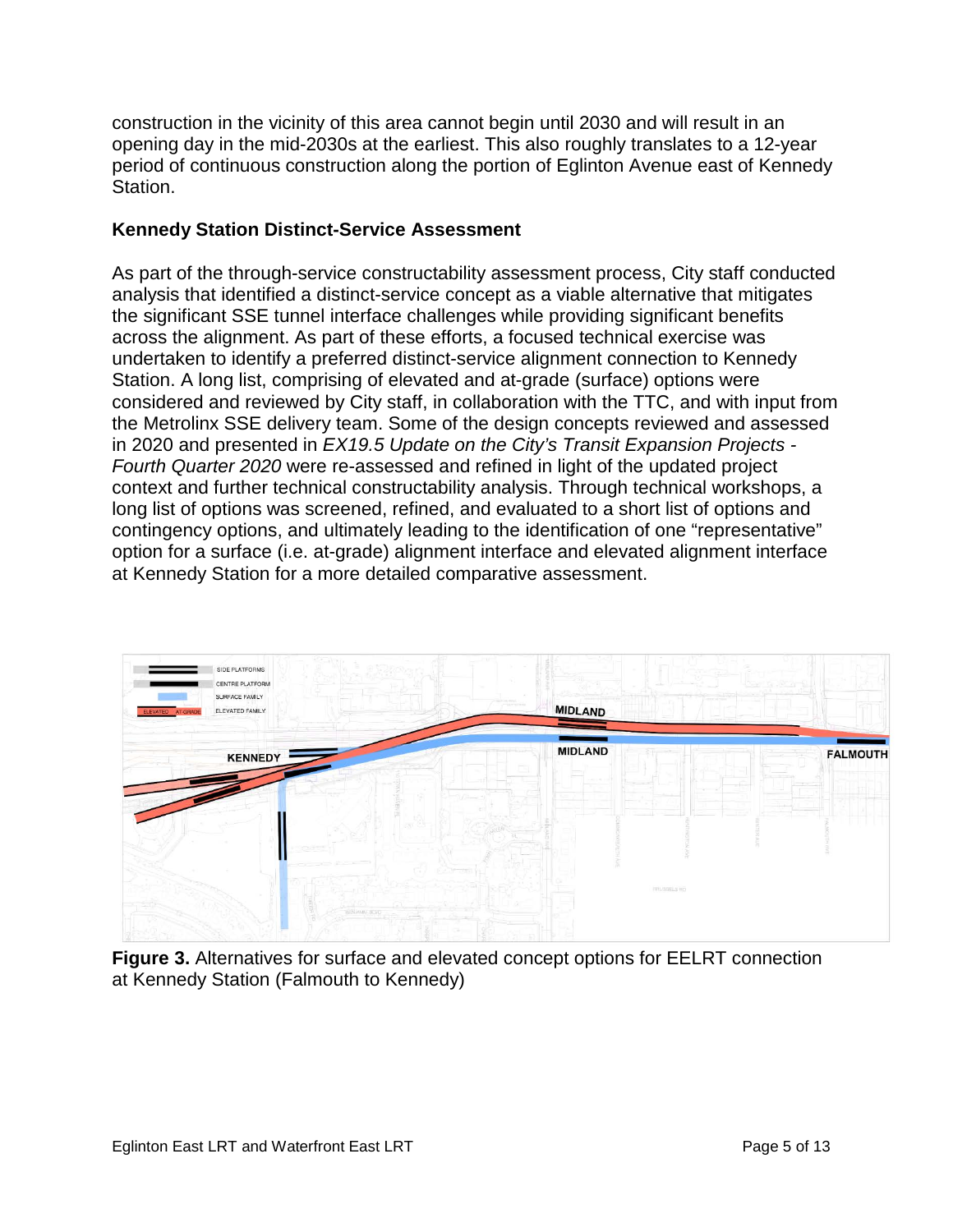construction in the vicinity of this area cannot begin until 2030 and will result in an opening day in the mid-2030s at the earliest. This also roughly translates to a 12-year period of continuous construction along the portion of Eglinton Avenue east of Kennedy Station.

### Kennedy Station Distinct-Service Assessment

As part of the through-service constructability assessment process, City staff conducted analysis that identified a distinct-service concept as a viable alternative that mitigates the significant SSE tunnel interface challenges while providing significant benefits across the alignment. As part of these efforts, a focused technical exercise was undertaken to identify a preferred distinct-service alignment connection to Kennedy Station. A long list, comprising of elevated and at-grade (surface) options were considered and reviewed by City staff, in collaboration with the TTC, and with input from the Metrolinx SSE delivery team. Some of the design concepts reviewed and assessed in 2020 and presented in *EX19.5 Update on the City's Transit Expansion Projects - Fourth Quarter 2020* were re-assessed and refined in light of the updated project context and further technical constructability analysis. Through technical workshops, a long list of options was screened, refined, and evaluated to a short list of options and contingency options, and ultimately leading to the identification of one "representative" option for a surface (i.e. at-grade) alignment interface and elevated alignment interface at Kennedy Station for a more detailed comparative assessment.

**Figure 3.** Alternatives for surface and elevated concept options for EELRT connection at Kennedy Station (Falmouth to Kennedy)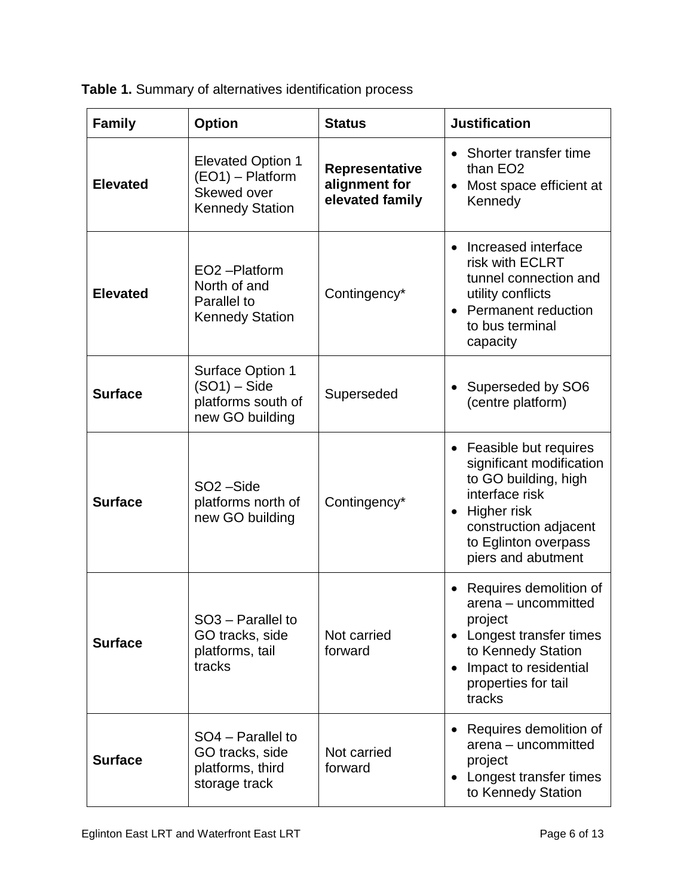**Table 1.** Summary of alternatives identification process

| Family | Option | Status | Justification |
|---|---|---|---|
| **Elevated** | Elevated Option 1 (EO1) – Platform Skewed over Kennedy Station | **Representative alignment for elevated family** | • Shorter transfer time than EO2<br>• Most space efficient at Kennedy |
| **Elevated** | EO2 –Platform North of and Parallel to Kennedy Station | Contingency* | • Increased interface risk with ECLRT tunnel connection and utility conflicts<br>• Permanent reduction to bus terminal capacity |
| **Surface** | Surface Option 1 (SO1) – Side platforms south of new GO building | Superseded | • Superseded by SO6 (centre platform) |
| **Surface** | SO2 –Side platforms north of new GO building | Contingency* | • Feasible but requires significant modification to GO building, high interface risk<br>• Higher risk construction adjacent to Eglinton overpass piers and abutment |
| **Surface** | SO3 – Parallel to GO tracks, side platforms, tail tracks | Not carried forward | • Requires demolition of arena – uncommitted project<br>• Longest transfer times to Kennedy Station<br>• Impact to residential properties for tail tracks |
| **Surface** | SO4 – Parallel to GO tracks, side platforms, third storage track | Not carried forward | • Requires demolition of arena – uncommitted project<br>• Longest transfer times to Kennedy Station |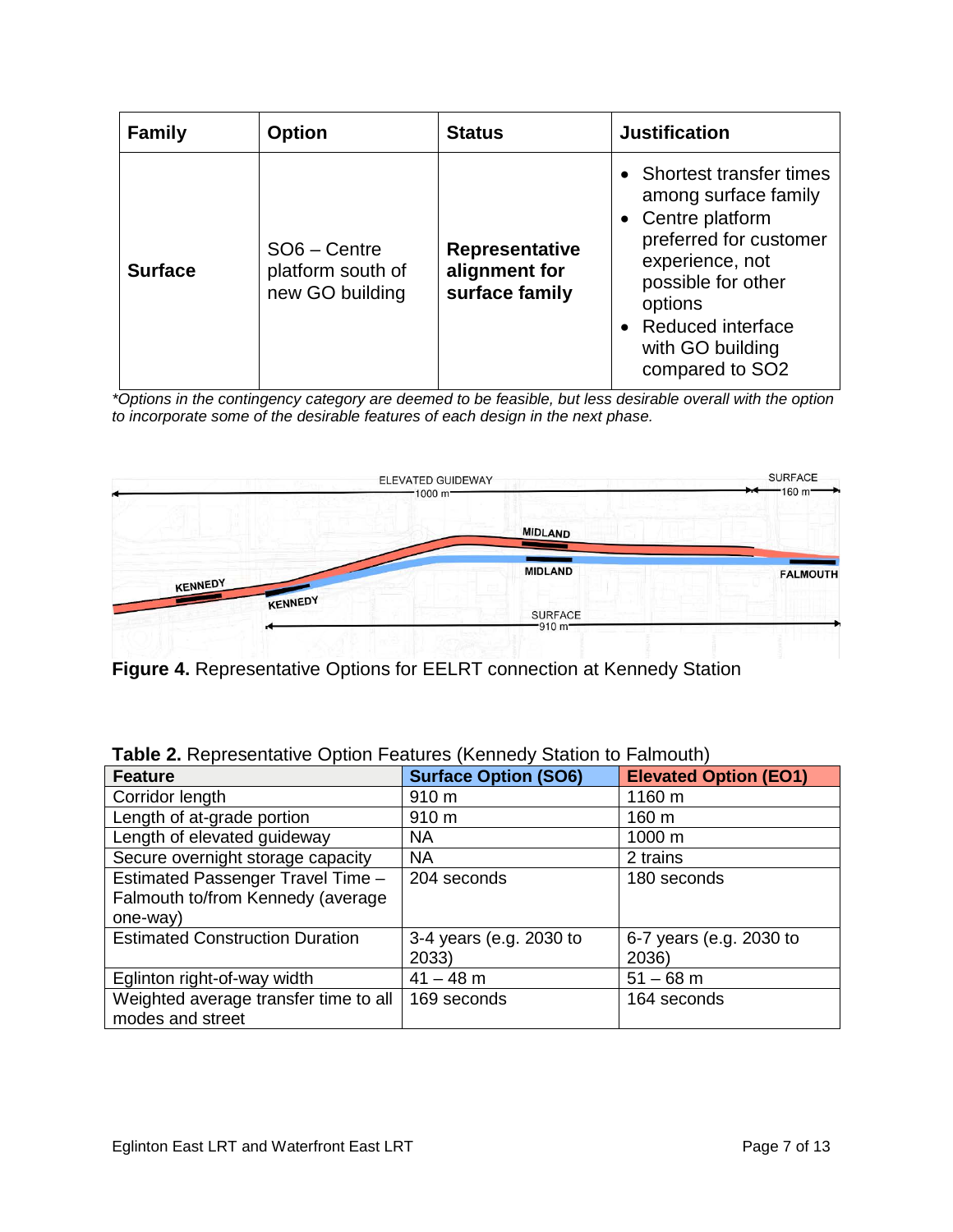| Family | Option | Status | Justification |
|---|---|---|---|
| **Surface** | SO6 – Centre platform south of new GO building | **Representative alignment for surface family** | • Shortest transfer times among surface family<br>• Centre platform preferred for customer experience, not possible for other options<br>• Reduced interface with GO building compared to SO2 |

*\*Options in the contingency category are deemed to be feasible, but less desirable overall with the option to incorporate some of the desirable features of each design in the next phase.*

**Figure 4.** Representative Options for EELRT connection at Kennedy Station

**Table 2.** Representative Option Features (Kennedy Station to Falmouth)

| Feature | Surface Option (SO6) | Elevated Option (EO1) |
|---|---|---|
| Corridor length | 910 m | 1160 m |
| Length of at-grade portion | 910 m | 160 m |
| Length of elevated guideway | NA | 1000 m |
| Secure overnight storage capacity | NA | 2 trains |
| Estimated Passenger Travel Time – Falmouth to/from Kennedy (average one-way) | 204 seconds | 180 seconds |
| Estimated Construction Duration | 3-4 years (e.g. 2030 to 2033) | 6-7 years (e.g. 2030 to 2036) |
| Eglinton right-of-way width | 41 – 48 m | 51 – 68 m |
| Weighted average transfer time to all modes and street | 169 seconds | 164 seconds |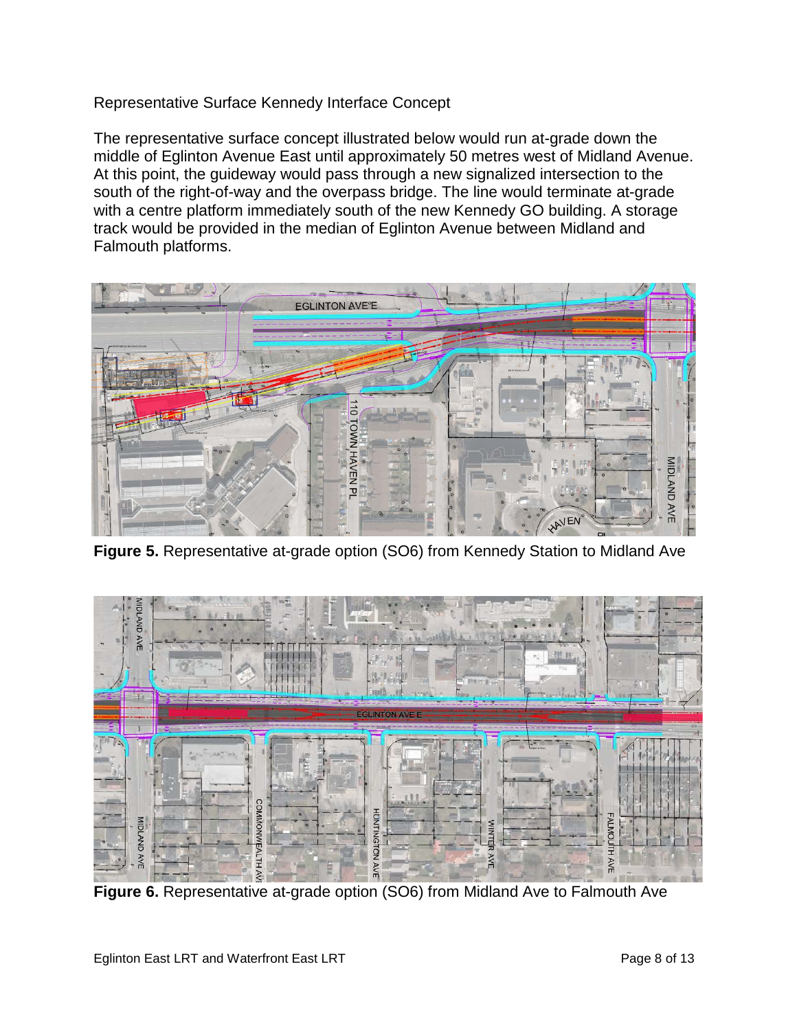Representative Surface Kennedy Interface Concept

The representative surface concept illustrated below would run at-grade down the middle of Eglinton Avenue East until approximately 50 metres west of Midland Avenue. At this point, the guideway would pass through a new signalized intersection to the south of the right-of-way and the overpass bridge. The line would terminate at-grade with a centre platform immediately south of the new Kennedy GO building. A storage track would be provided in the median of Eglinton Avenue between Midland and Falmouth platforms.

**Figure 5.** Representative at-grade option (SO6) from Kennedy Station to Midland Ave

**Figure 6.** Representative at-grade option (SO6) from Midland Ave to Falmouth Ave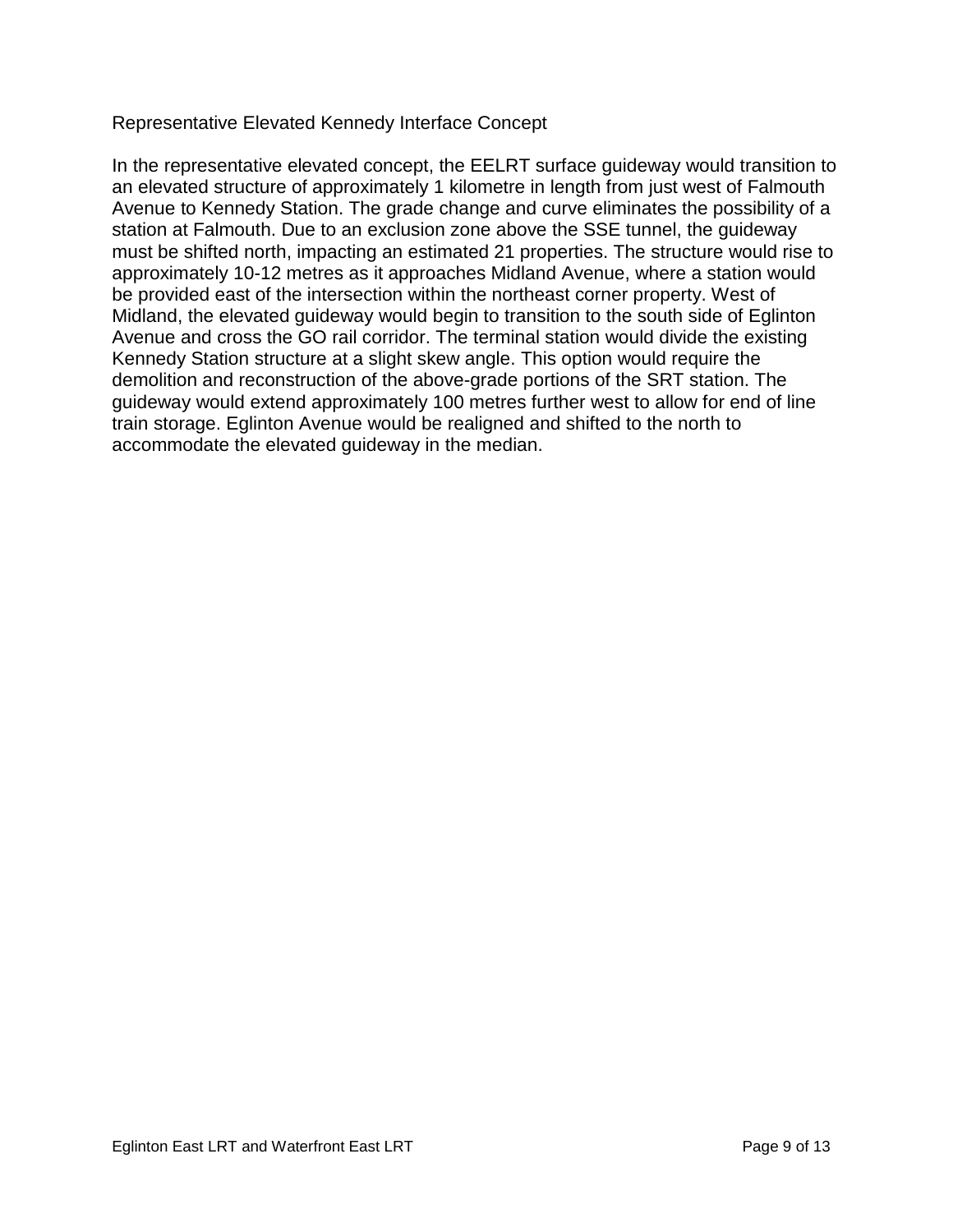### Representative Elevated Kennedy Interface Concept

In the representative elevated concept, the EELRT surface guideway would transition to an elevated structure of approximately 1 kilometre in length from just west of Falmouth Avenue to Kennedy Station. The grade change and curve eliminates the possibility of a station at Falmouth. Due to an exclusion zone above the SSE tunnel, the guideway must be shifted north, impacting an estimated 21 properties. The structure would rise to approximately 10-12 metres as it approaches Midland Avenue, where a station would be provided east of the intersection within the northeast corner property. West of Midland, the elevated guideway would begin to transition to the south side of Eglinton Avenue and cross the GO rail corridor. The terminal station would divide the existing Kennedy Station structure at a slight skew angle. This option would require the demolition and reconstruction of the above-grade portions of the SRT station. The guideway would extend approximately 100 metres further west to allow for end of line train storage. Eglinton Avenue would be realigned and shifted to the north to accommodate the elevated guideway in the median.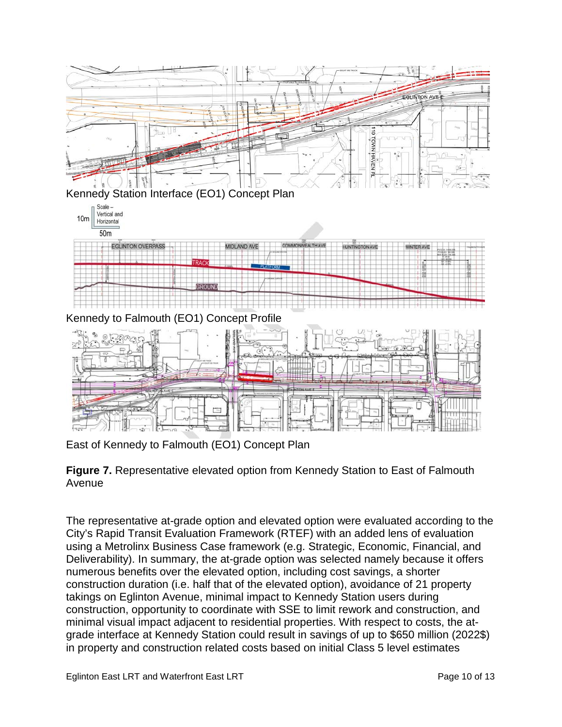Kennedy Station Interface (EO1) Concept Plan

Kennedy to Falmouth (EO1) Concept Profile

East of Kennedy to Falmouth (EO1) Concept Plan

**Figure 7.** Representative elevated option from Kennedy Station to East of Falmouth Avenue

The representative at-grade option and elevated option were evaluated according to the City's Rapid Transit Evaluation Framework (RTEF) with an added lens of evaluation using a Metrolinx Business Case framework (e.g. Strategic, Economic, Financial, and Deliverability). In summary, the at-grade option was selected namely because it offers numerous benefits over the elevated option, including cost savings, a shorter construction duration (i.e. half that of the elevated option), avoidance of 21 property takings on Eglinton Avenue, minimal impact to Kennedy Station users during construction, opportunity to coordinate with SSE to limit rework and construction, and minimal visual impact adjacent to residential properties. With respect to costs, the at-grade interface at Kennedy Station could result in savings of up to $650 million (2022$) in property and construction related costs based on initial Class 5 level estimates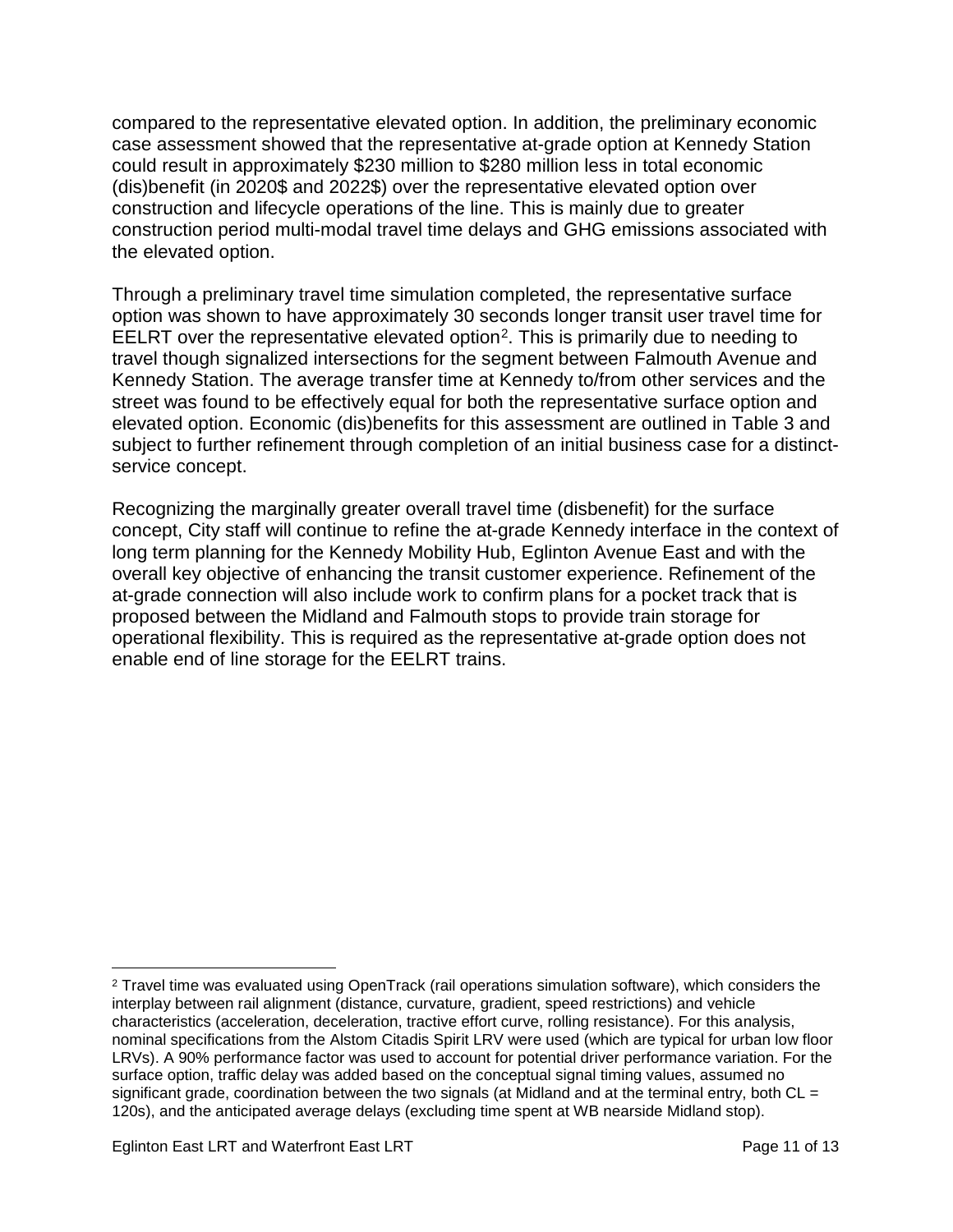compared to the representative elevated option. In addition, the preliminary economic case assessment showed that the representative at-grade option at Kennedy Station could result in approximately $230 million to $280 million less in total economic (dis)benefit (in 2020$ and 2022$) over the representative elevated option over construction and lifecycle operations of the line. This is mainly due to greater construction period multi-modal travel time delays and GHG emissions associated with the elevated option.

Through a preliminary travel time simulation completed, the representative surface option was shown to have approximately 30 seconds longer transit user travel time for EELRT over the representative elevated option[2]. This is primarily due to needing to travel though signalized intersections for the segment between Falmouth Avenue and Kennedy Station. The average transfer time at Kennedy to/from other services and the street was found to be effectively equal for both the representative surface option and elevated option. Economic (dis)benefits for this assessment are outlined in Table 3 and subject to further refinement through completion of an initial business case for a distinct-service concept.

Recognizing the marginally greater overall travel time (disbenefit) for the surface concept, City staff will continue to refine the at-grade Kennedy interface in the context of long term planning for the Kennedy Mobility Hub, Eglinton Avenue East and with the overall key objective of enhancing the transit customer experience. Refinement of the at-grade connection will also include work to confirm plans for a pocket track that is proposed between the Midland and Falmouth stops to provide train storage for operational flexibility. This is required as the representative at-grade option does not enable end of line storage for the EELRT trains.

[2] Travel time was evaluated using OpenTrack (rail operations simulation software), which considers the interplay between rail alignment (distance, curvature, gradient, speed restrictions) and vehicle characteristics (acceleration, deceleration, tractive effort curve, rolling resistance). For this analysis, nominal specifications from the Alstom Citadis Spirit LRV were used (which are typical for urban low floor LRVs). A 90% performance factor was used to account for potential driver performance variation. For the surface option, traffic delay was added based on the conceptual signal timing values, assumed no significant grade, coordination between the two signals (at Midland and at the terminal entry, both CL = 120s), and the anticipated average delays (excluding time spent at WB nearside Midland stop).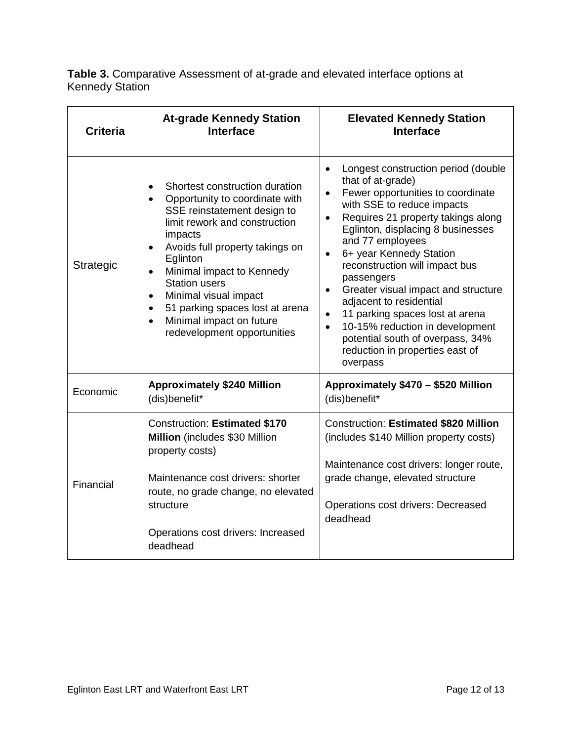**Table 3.** Comparative Assessment of at-grade and elevated interface options at Kennedy Station

| Criteria | At-grade Kennedy Station Interface | Elevated Kennedy Station Interface |
|---|---|---|
| Strategic | • Shortest construction duration<br>• Opportunity to coordinate with SSE reinstatement design to limit rework and construction impacts<br>• Avoids full property takings on Eglinton<br>• Minimal impact to Kennedy Station users<br>• Minimal visual impact<br>• 51 parking spaces lost at arena<br>• Minimal impact on future redevelopment opportunities | • Longest construction period (double that of at-grade)<br>• Fewer opportunities to coordinate with SSE to reduce impacts<br>• Requires 21 property takings along Eglinton, displacing 8 businesses and 77 employees<br>• 6+ year Kennedy Station reconstruction will impact bus passengers<br>• Greater visual impact and structure adjacent to residential<br>• 11 parking spaces lost at arena<br>• 10-15% reduction in development potential south of overpass, 34% reduction in properties east of overpass |
| Economic | **Approximately $240 Million** (dis)benefit* | **Approximately $470 – $520 Million** (dis)benefit* |
| Financial | Construction: **Estimated $170 Million** (includes $30 Million property costs)<br><br>Maintenance cost drivers: shorter route, no grade change, no elevated structure<br><br>Operations cost drivers: Increased deadhead | Construction: **Estimated $820 Million** (includes $140 Million property costs)<br><br>Maintenance cost drivers: longer route, grade change, elevated structure<br><br>Operations cost drivers: Decreased deadhead |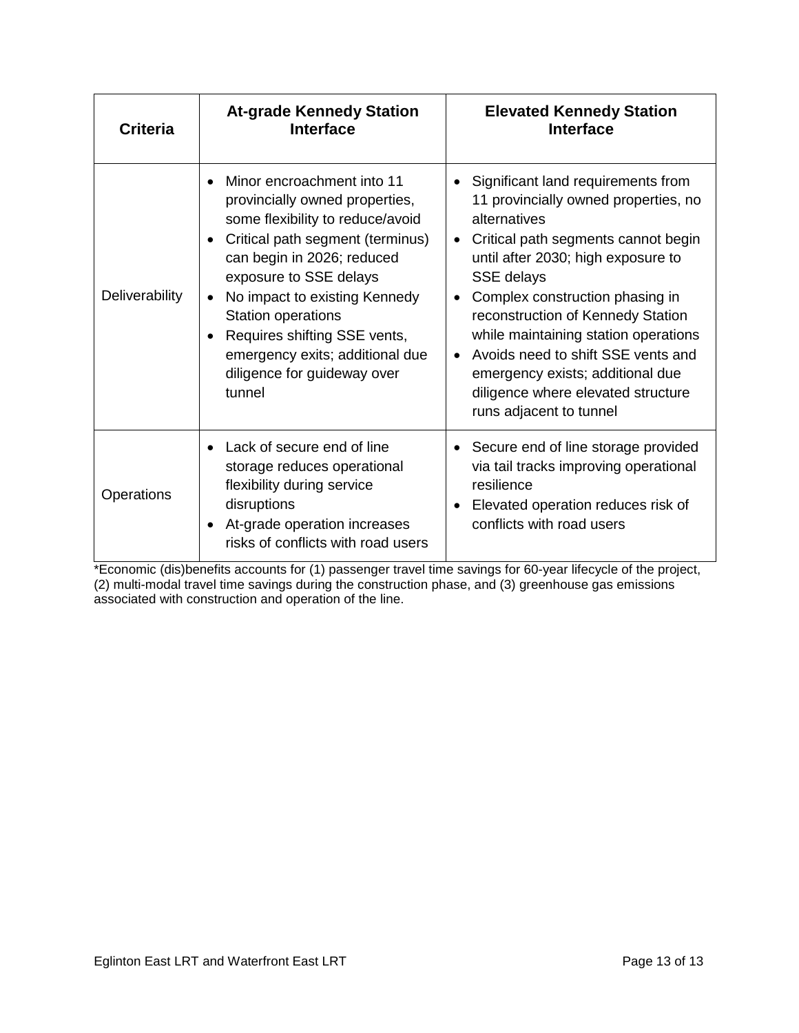| Criteria | At-grade Kennedy Station Interface | Elevated Kennedy Station Interface |
|---|---|---|
| Deliverability | • Minor encroachment into 11 provincially owned properties, some flexibility to reduce/avoid<br>• Critical path segment (terminus) can begin in 2026; reduced exposure to SSE delays<br>• No impact to existing Kennedy Station operations<br>• Requires shifting SSE vents, emergency exits; additional due diligence for guideway over tunnel | • Significant land requirements from 11 provincially owned properties, no alternatives<br>• Critical path segments cannot begin until after 2030; high exposure to SSE delays<br>• Complex construction phasing in reconstruction of Kennedy Station while maintaining station operations<br>• Avoids need to shift SSE vents and emergency exists; additional due diligence where elevated structure runs adjacent to tunnel |
| Operations | • Lack of secure end of line storage reduces operational flexibility during service disruptions<br>• At-grade operation increases risks of conflicts with road users | • Secure end of line storage provided via tail tracks improving operational resilience<br>• Elevated operation reduces risk of conflicts with road users |

*Economic (dis)benefits accounts for (1) passenger travel time savings for 60-year lifecycle of the project, (2) multi-modal travel time savings during the construction phase, and (3) greenhouse gas emissions associated with construction and operation of the line.